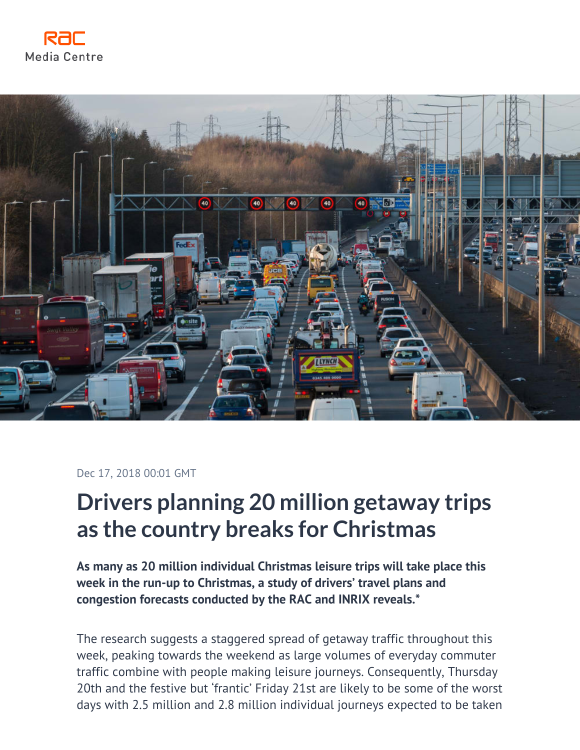RAC Media Centre

Dec 17, 2018 00:01 GMT

# Drivers planning 20 million getaway trips as the country breaks for Christmas

**As many as 20 million individual Christmas leisure trips will take place this week in the run-up to Christmas, a study of drivers' travel plans and congestion forecasts conducted by the RAC and INRIX reveals.***

The research suggests a staggered spread of getaway traffic throughout this week, peaking towards the weekend as large volumes of everyday commuter traffic combine with people making leisure journeys. Consequently, Thursday 20th and the festive but 'frantic' Friday 21st are likely to be some of the worst days with 2.5 million and 2.8 million individual journeys expected to be taken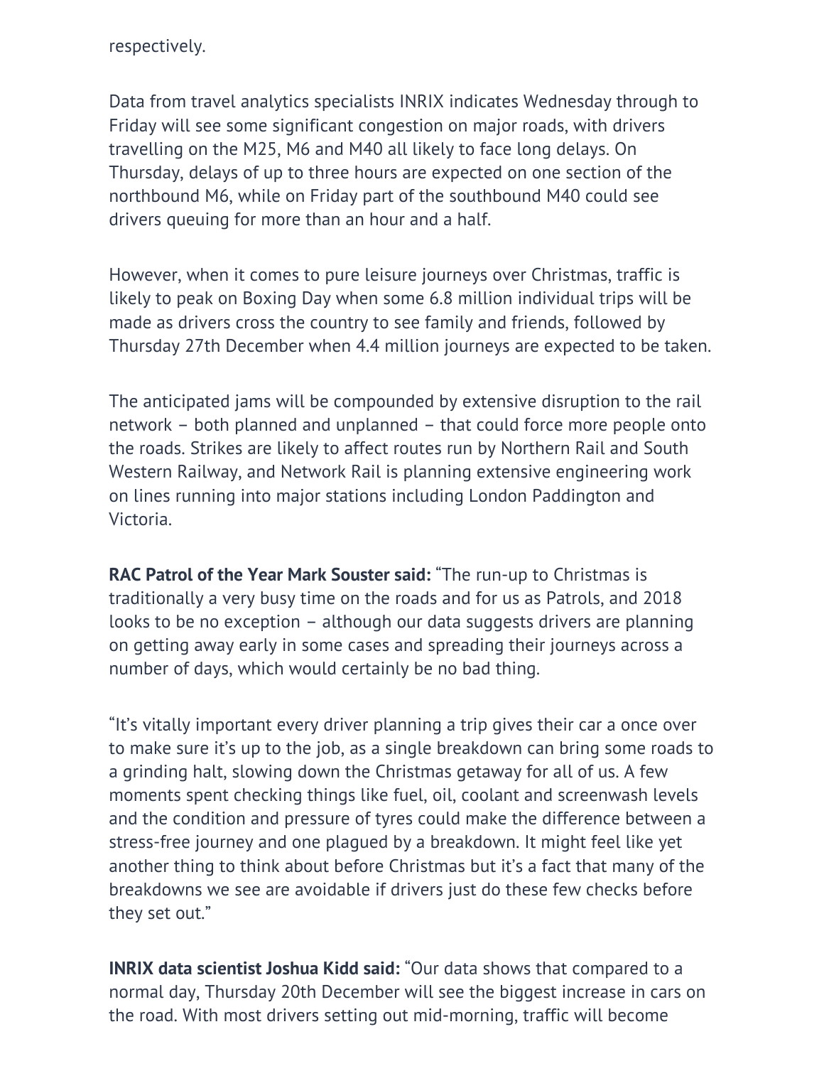respectively.

Data from travel analytics specialists INRIX indicates Wednesday through to Friday will see some significant congestion on major roads, with drivers travelling on the M25, M6 and M40 all likely to face long delays. On Thursday, delays of up to three hours are expected on one section of the northbound M6, while on Friday part of the southbound M40 could see drivers queuing for more than an hour and a half.

However, when it comes to pure leisure journeys over Christmas, traffic is likely to peak on Boxing Day when some 6.8 million individual trips will be made as drivers cross the country to see family and friends, followed by Thursday 27th December when 4.4 million journeys are expected to be taken.

The anticipated jams will be compounded by extensive disruption to the rail network – both planned and unplanned – that could force more people onto the roads. Strikes are likely to affect routes run by Northern Rail and South Western Railway, and Network Rail is planning extensive engineering work on lines running into major stations including London Paddington and Victoria.

**RAC Patrol of the Year Mark Souster said:** "The run-up to Christmas is traditionally a very busy time on the roads and for us as Patrols, and 2018 looks to be no exception – although our data suggests drivers are planning on getting away early in some cases and spreading their journeys across a number of days, which would certainly be no bad thing.

"It's vitally important every driver planning a trip gives their car a once over to make sure it's up to the job, as a single breakdown can bring some roads to a grinding halt, slowing down the Christmas getaway for all of us. A few moments spent checking things like fuel, oil, coolant and screenwash levels and the condition and pressure of tyres could make the difference between a stress-free journey and one plagued by a breakdown. It might feel like yet another thing to think about before Christmas but it's a fact that many of the breakdowns we see are avoidable if drivers just do these few checks before they set out."

**INRIX data scientist Joshua Kidd said:** "Our data shows that compared to a normal day, Thursday 20th December will see the biggest increase in cars on the road. With most drivers setting out mid-morning, traffic will become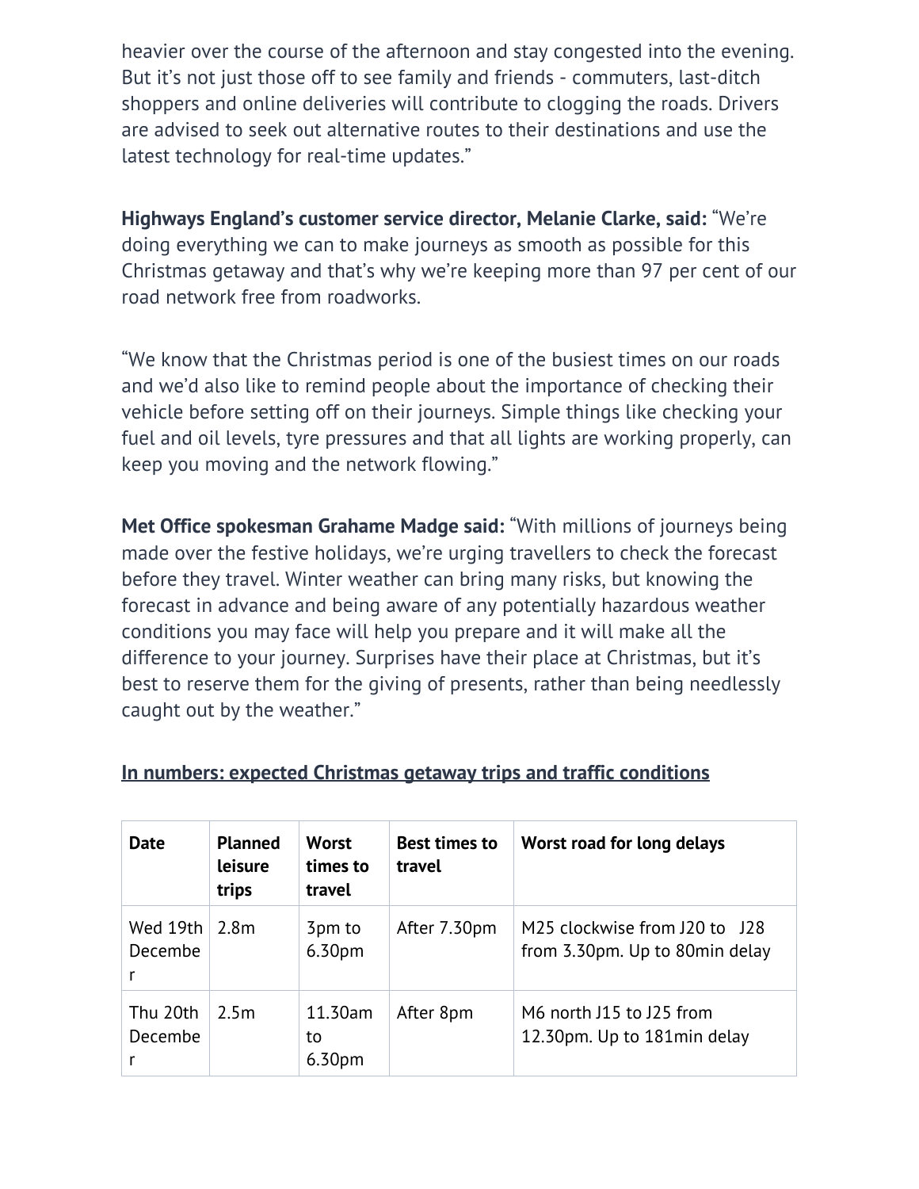heavier over the course of the afternoon and stay congested into the evening. But it's not just those off to see family and friends - commuters, last-ditch shoppers and online deliveries will contribute to clogging the roads. Drivers are advised to seek out alternative routes to their destinations and use the latest technology for real-time updates."

**Highways England's customer service director, Melanie Clarke, said:** "We're doing everything we can to make journeys as smooth as possible for this Christmas getaway and that's why we're keeping more than 97 per cent of our road network free from roadworks.

"We know that the Christmas period is one of the busiest times on our roads and we'd also like to remind people about the importance of checking their vehicle before setting off on their journeys. Simple things like checking your fuel and oil levels, tyre pressures and that all lights are working properly, can keep you moving and the network flowing."

**Met Office spokesman Grahame Madge said:** "With millions of journeys being made over the festive holidays, we're urging travellers to check the forecast before they travel. Winter weather can bring many risks, but knowing the forecast in advance and being aware of any potentially hazardous weather conditions you may face will help you prepare and it will make all the difference to your journey. Surprises have their place at Christmas, but it's best to reserve them for the giving of presents, rather than being needlessly caught out by the weather."

**In numbers: expected Christmas getaway trips and traffic conditions**

| Date | Planned leisure trips | Worst times to travel | Best times to travel | Worst road for long delays |
|---|---|---|---|---|
| Wed 19th December | 2.8m | 3pm to 6.30pm | After 7.30pm | M25 clockwise from J20 to J28 from 3.30pm. Up to 80min delay |
| Thu 20th December | 2.5m | 11.30am to 6.30pm | After 8pm | M6 north J15 to J25 from 12.30pm. Up to 181min delay |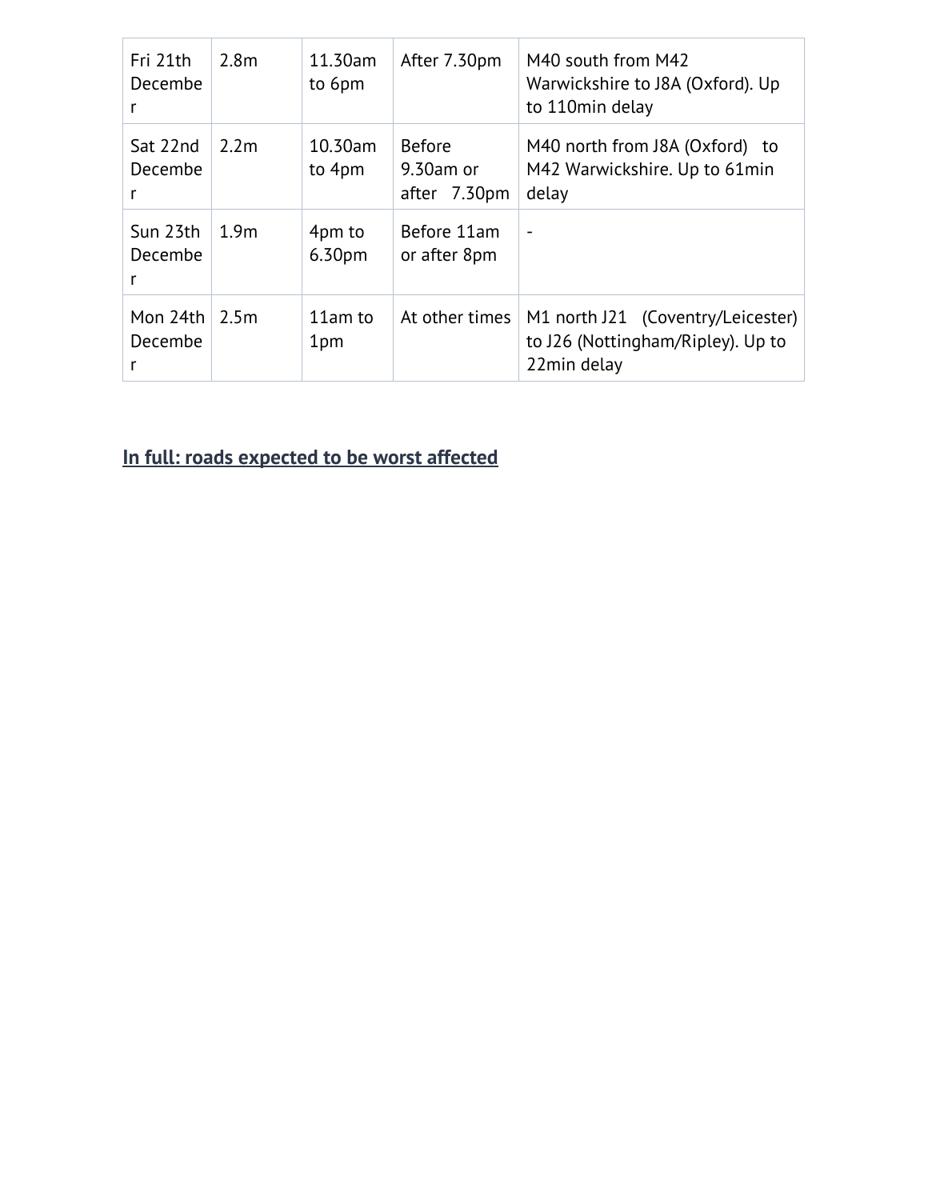| Fri 21th December | 2.8m | 11.30am to 6pm | After 7.30pm | M40 south from M42 Warwickshire to J8A (Oxford). Up to 110min delay |
|---|---|---|---|---|
| Sat 22nd December | 2.2m | 10.30am to 4pm | Before 9.30am or after 7.30pm | M40 north from J8A (Oxford) to M42 Warwickshire. Up to 61min delay |
| Sun 23th December | 1.9m | 4pm to 6.30pm | Before 11am or after 8pm | - |
| Mon 24th December | 2.5m | 11am to 1pm | At other times | M1 north J21 (Coventry/Leicester) to J26 (Nottingham/Ripley). Up to 22min delay |

**In full: roads expected to be worst affected**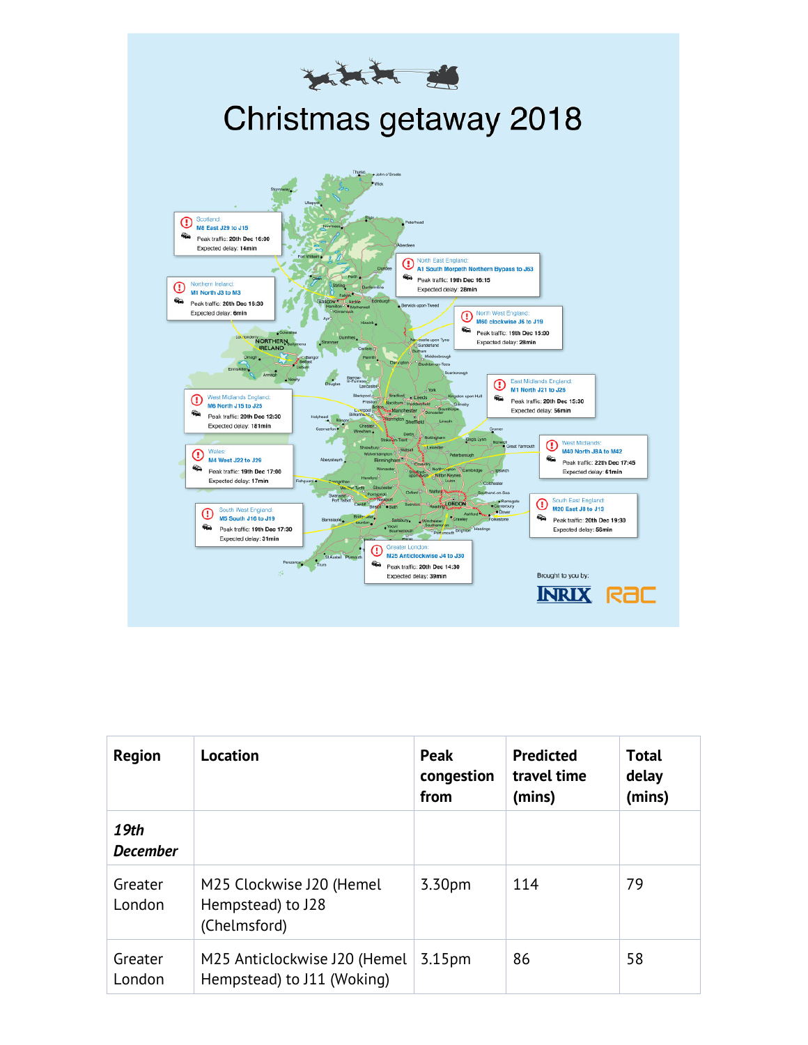# Christmas getaway 2018

Scotland:
**M8 East J29 to J15**
Peak traffic: **20th Dec 16:00**
Expected delay: **14min**

Northern Ireland:
**M1 North J3 to M3**
Peak traffic: **20th Dec 16:30**
Expected delay: **6min**

North East England:
**A1 South Morpeth Northern Bypass to J63**
Peak traffic: **19th Dec 16:15**
Expected delay: **28min**

North West England:
**M60 clockwise J6 to J19**
Peak traffic: **19th Dec 15:00**
Expected delay: **28min**

East Midlands England:
**M1 North J21 to J26**
Peak traffic: **20th Dec 15:30**
Expected delay: **56min**

West Midlands England:
**M6 North J15 to J25**
Peak traffic: **20th Dec 12:30**
Expected delay: **181min**

Wales:
**M4 West J22 to J29**
Peak traffic: **19th Dec 17:00**
Expected delay: **17min**

West Midlands:
**M40 North J8A to M42**
Peak traffic: **22th Dec 17:45**
Expected delay: **61min**

South West England:
**M5 South J16 to J19**
Peak traffic: **19th Dec 17:30**
Expected delay: **31min**

South East England:
**M20 East J8 to J13**
Peak traffic: **20th Dec 19:30**
Expected delay: **55min**

Greater London:
**M25 Anticlockwise J4 to J30**
Peak traffic: **20th Dec 14:30**
Expected delay: **39min**

Brought to you by: INRIX RAC

| Region | Location | Peak congestion from | Predicted travel time (mins) | Total delay (mins) |
|---|---|---|---|---|
| ***19th December*** | | | | |
| Greater London | M25 Clockwise J20 (Hemel Hempstead) to J28 (Chelmsford) | 3.30pm | 114 | 79 |
| Greater London | M25 Anticlockwise J20 (Hemel Hempstead) to J11 (Woking) | 3.15pm | 86 | 58 |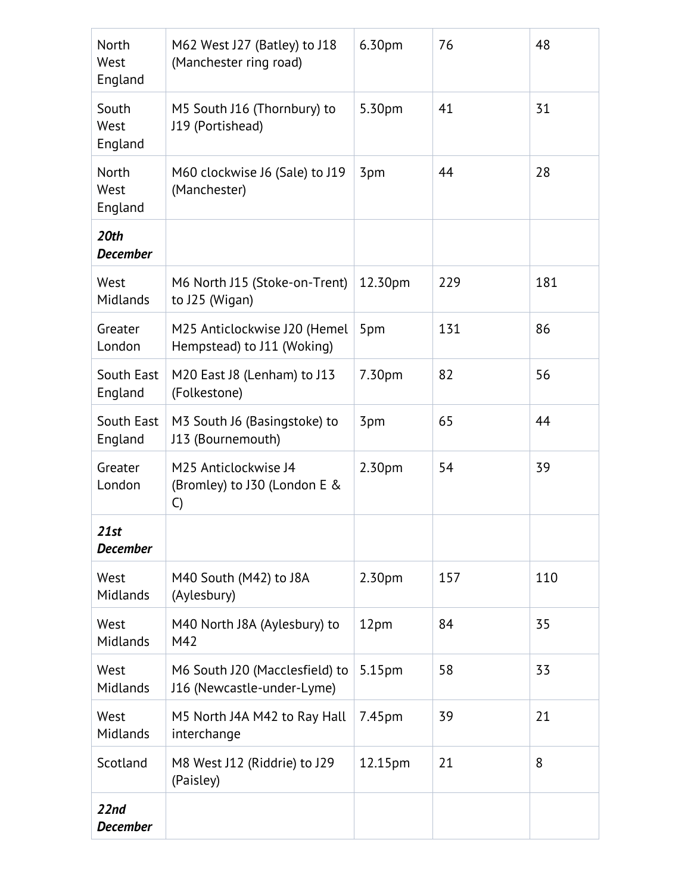| | | | | |
|---|---|---|---|---|
| North West England | M62 West J27 (Batley) to J18 (Manchester ring road) | 6.30pm | 76 | 48 |
| South West England | M5 South J16 (Thornbury) to J19 (Portishead) | 5.30pm | 41 | 31 |
| North West England | M60 clockwise J6 (Sale) to J19 (Manchester) | 3pm | 44 | 28 |
| ***20th December*** | | | | |
| West Midlands | M6 North J15 (Stoke-on-Trent) to J25 (Wigan) | 12.30pm | 229 | 181 |
| Greater London | M25 Anticlockwise J20 (Hemel Hempstead) to J11 (Woking) | 5pm | 131 | 86 |
| South East England | M20 East J8 (Lenham) to J13 (Folkestone) | 7.30pm | 82 | 56 |
| South East England | M3 South J6 (Basingstoke) to J13 (Bournemouth) | 3pm | 65 | 44 |
| Greater London | M25 Anticlockwise J4 (Bromley) to J30 (London E & C) | 2.30pm | 54 | 39 |
| ***21st December*** | | | | |
| West Midlands | M40 South (M42) to J8A (Aylesbury) | 2.30pm | 157 | 110 |
| West Midlands | M40 North J8A (Aylesbury) to M42 | 12pm | 84 | 35 |
| West Midlands | M6 South J20 (Macclesfield) to J16 (Newcastle-under-Lyme) | 5.15pm | 58 | 33 |
| West Midlands | M5 North J4A M42 to Ray Hall interchange | 7.45pm | 39 | 21 |
| Scotland | M8 West J12 (Riddrie) to J29 (Paisley) | 12.15pm | 21 | 8 |
| ***22nd December*** | | | | |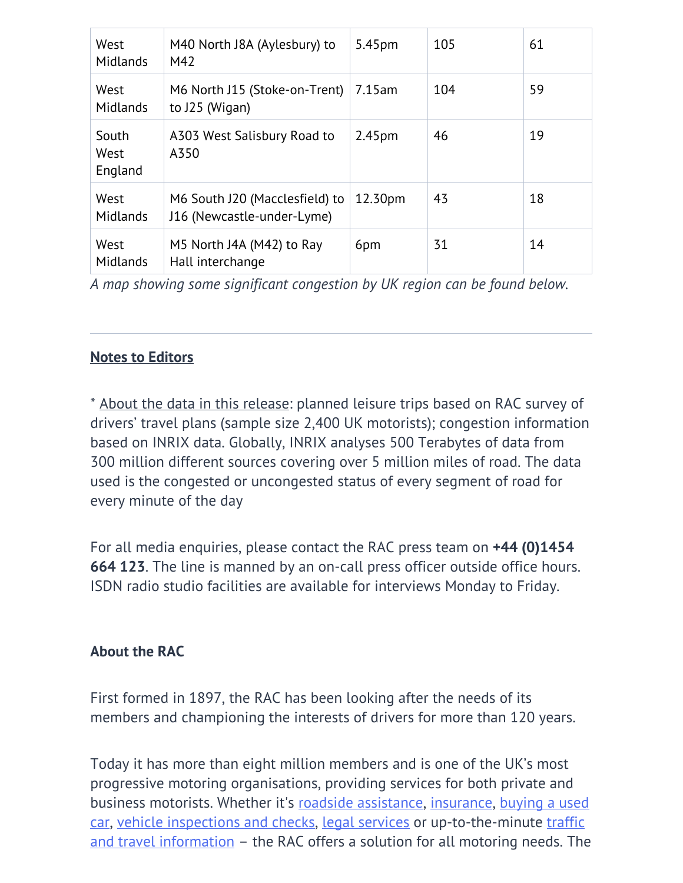| | | | | |
|---|---|---|---|---|
| West Midlands | M40 North J8A (Aylesbury) to M42 | 5.45pm | 105 | 61 |
| West Midlands | M6 North J15 (Stoke-on-Trent) to J25 (Wigan) | 7.15am | 104 | 59 |
| South West England | A303 West Salisbury Road to A350 | 2.45pm | 46 | 19 |
| West Midlands | M6 South J20 (Macclesfield) to J16 (Newcastle-under-Lyme) | 12.30pm | 43 | 18 |
| West Midlands | M5 North J4A (M42) to Ray Hall interchange | 6pm | 31 | 14 |

*A map showing some significant congestion by UK region can be found below.*

---

**Notes to Editors**

* About the data in this release: planned leisure trips based on RAC survey of drivers' travel plans (sample size 2,400 UK motorists); congestion information based on INRIX data. Globally, INRIX analyses 500 Terabytes of data from 300 million different sources covering over 5 million miles of road. The data used is the congested or uncongested status of every segment of road for every minute of the day

For all media enquiries, please contact the RAC press team on **+44 (0)1454 664 123**. The line is manned by an on-call press officer outside office hours. ISDN radio studio facilities are available for interviews Monday to Friday.

**About the RAC**

First formed in 1897, the RAC has been looking after the needs of its members and championing the interests of drivers for more than 120 years.

Today it has more than eight million members and is one of the UK's most progressive motoring organisations, providing services for both private and business motorists. Whether it's roadside assistance, insurance, buying a used car, vehicle inspections and checks, legal services or up-to-the-minute traffic and travel information – the RAC offers a solution for all motoring needs. The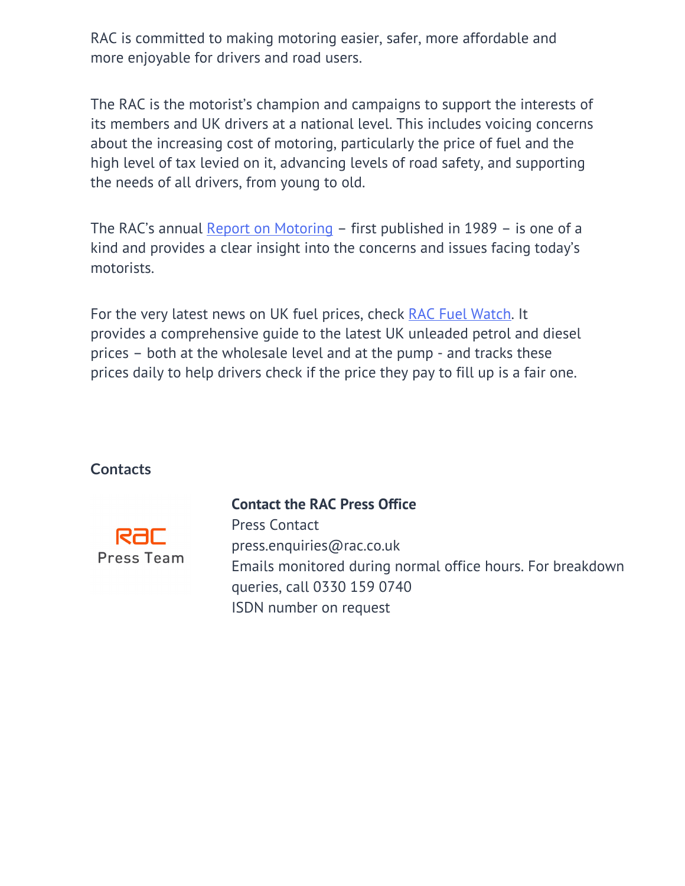RAC is committed to making motoring easier, safer, more affordable and more enjoyable for drivers and road users.

The RAC is the motorist's champion and campaigns to support the interests of its members and UK drivers at a national level. This includes voicing concerns about the increasing cost of motoring, particularly the price of fuel and the high level of tax levied on it, advancing levels of road safety, and supporting the needs of all drivers, from young to old.

The RAC's annual Report on Motoring – first published in 1989 – is one of a kind and provides a clear insight into the concerns and issues facing today's motorists.

For the very latest news on UK fuel prices, check RAC Fuel Watch. It provides a comprehensive guide to the latest UK unleaded petrol and diesel prices – both at the wholesale level and at the pump - and tracks these prices daily to help drivers check if the price they pay to fill up is a fair one.

### Contacts

RAC
Press Team

**Contact the RAC Press Office**
Press Contact
press.enquiries@rac.co.uk
Emails monitored during normal office hours. For breakdown queries, call 0330 159 0740
ISDN number on request